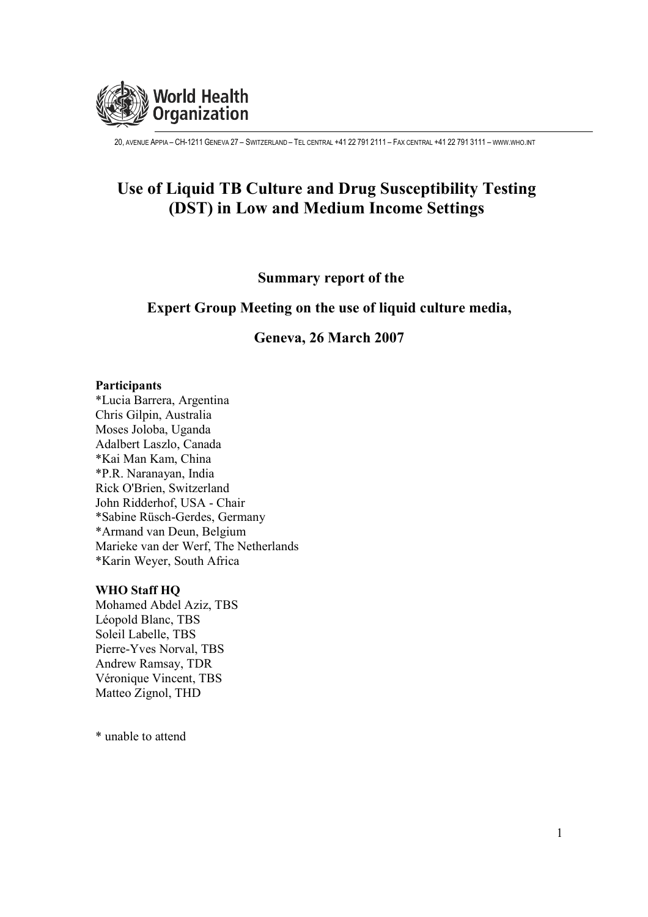World Health Organization

20, AVENUE APPIA – CH-1211 GENEVA 27 – SWITZERLAND – TEL CENTRAL +41 22 791 2111 – FAX CENTRAL +41 22 791 3111 – WWW.WHO.INT

# Use of Liquid TB Culture and Drug Susceptibility Testing (DST) in Low and Medium Income Settings

## Summary report of the

## Expert Group Meeting on the use of liquid culture media,

## Geneva, 26 March 2007

**Participants**

*Lucia Barrera, Argentina
Chris Gilpin, Australia
Moses Joloba, Uganda
Adalbert Laszlo, Canada
*Kai Man Kam, China
*P.R. Naranayan, India
Rick O'Brien, Switzerland
John Ridderhof, USA - Chair
*Sabine Rüsch-Gerdes, Germany
*Armand van Deun, Belgium
Marieke van der Werf, The Netherlands
*Karin Weyer, South Africa

**WHO Staff HQ**

Mohamed Abdel Aziz, TBS
Léopold Blanc, TBS
Soleil Labelle, TBS
Pierre-Yves Norval, TBS
Andrew Ramsay, TDR
Véronique Vincent, TBS
Matteo Zignol, THD

* unable to attend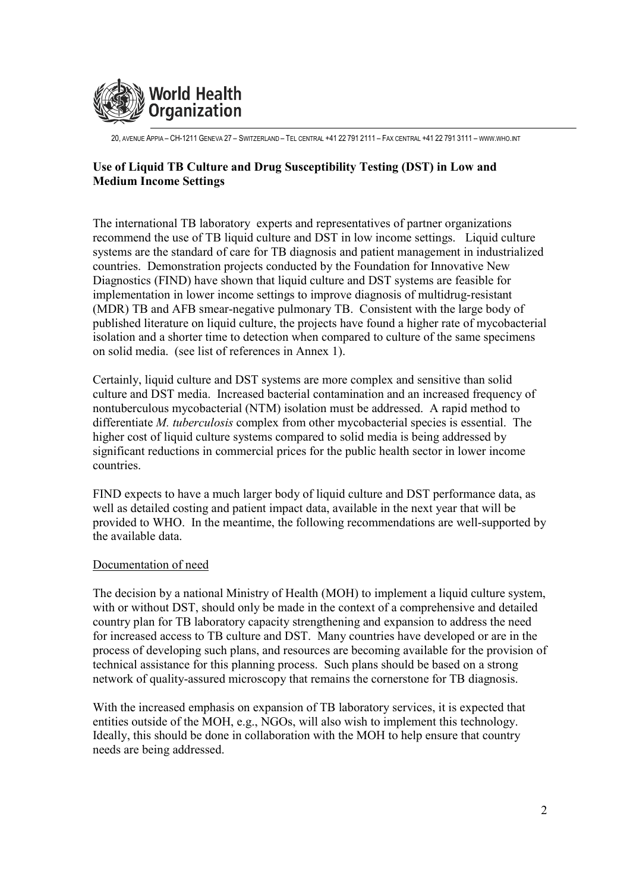## Use of Liquid TB Culture and Drug Susceptibility Testing (DST) in Low and Medium Income Settings

The international TB laboratory experts and representatives of partner organizations recommend the use of TB liquid culture and DST in low income settings. Liquid culture systems are the standard of care for TB diagnosis and patient management in industrialized countries. Demonstration projects conducted by the Foundation for Innovative New Diagnostics (FIND) have shown that liquid culture and DST systems are feasible for implementation in lower income settings to improve diagnosis of multidrug-resistant (MDR) TB and AFB smear-negative pulmonary TB. Consistent with the large body of published literature on liquid culture, the projects have found a higher rate of mycobacterial isolation and a shorter time to detection when compared to culture of the same specimens on solid media. (see list of references in Annex 1).

Certainly, liquid culture and DST systems are more complex and sensitive than solid culture and DST media. Increased bacterial contamination and an increased frequency of nontuberculous mycobacterial (NTM) isolation must be addressed. A rapid method to differentiate *M. tuberculosis* complex from other mycobacterial species is essential. The higher cost of liquid culture systems compared to solid media is being addressed by significant reductions in commercial prices for the public health sector in lower income countries.

FIND expects to have a much larger body of liquid culture and DST performance data, as well as detailed costing and patient impact data, available in the next year that will be provided to WHO. In the meantime, the following recommendations are well-supported by the available data.

### Documentation of need

The decision by a national Ministry of Health (MOH) to implement a liquid culture system, with or without DST, should only be made in the context of a comprehensive and detailed country plan for TB laboratory capacity strengthening and expansion to address the need for increased access to TB culture and DST. Many countries have developed or are in the process of developing such plans, and resources are becoming available for the provision of technical assistance for this planning process. Such plans should be based on a strong network of quality-assured microscopy that remains the cornerstone for TB diagnosis.

With the increased emphasis on expansion of TB laboratory services, it is expected that entities outside of the MOH, e.g., NGOs, will also wish to implement this technology. Ideally, this should be done in collaboration with the MOH to help ensure that country needs are being addressed.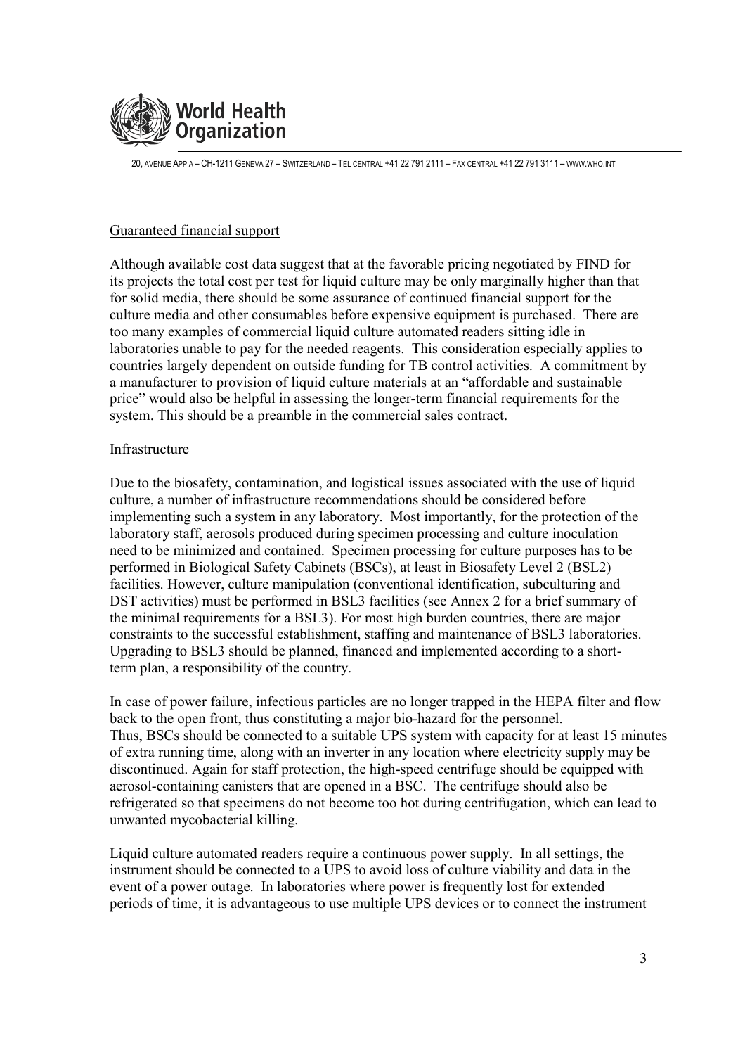## Guaranteed financial support

Although available cost data suggest that at the favorable pricing negotiated by FIND for its projects the total cost per test for liquid culture may be only marginally higher than that for solid media, there should be some assurance of continued financial support for the culture media and other consumables before expensive equipment is purchased. There are too many examples of commercial liquid culture automated readers sitting idle in laboratories unable to pay for the needed reagents. This consideration especially applies to countries largely dependent on outside funding for TB control activities. A commitment by a manufacturer to provision of liquid culture materials at an "affordable and sustainable price" would also be helpful in assessing the longer-term financial requirements for the system. This should be a preamble in the commercial sales contract.

## Infrastructure

Due to the biosafety, contamination, and logistical issues associated with the use of liquid culture, a number of infrastructure recommendations should be considered before implementing such a system in any laboratory. Most importantly, for the protection of the laboratory staff, aerosols produced during specimen processing and culture inoculation need to be minimized and contained. Specimen processing for culture purposes has to be performed in Biological Safety Cabinets (BSCs), at least in Biosafety Level 2 (BSL2) facilities. However, culture manipulation (conventional identification, subculturing and DST activities) must be performed in BSL3 facilities (see Annex 2 for a brief summary of the minimal requirements for a BSL3). For most high burden countries, there are major constraints to the successful establishment, staffing and maintenance of BSL3 laboratories. Upgrading to BSL3 should be planned, financed and implemented according to a short-term plan, a responsibility of the country.

In case of power failure, infectious particles are no longer trapped in the HEPA filter and flow back to the open front, thus constituting a major bio-hazard for the personnel. Thus, BSCs should be connected to a suitable UPS system with capacity for at least 15 minutes of extra running time, along with an inverter in any location where electricity supply may be discontinued. Again for staff protection, the high-speed centrifuge should be equipped with aerosol-containing canisters that are opened in a BSC. The centrifuge should also be refrigerated so that specimens do not become too hot during centrifugation, which can lead to unwanted mycobacterial killing.

Liquid culture automated readers require a continuous power supply. In all settings, the instrument should be connected to a UPS to avoid loss of culture viability and data in the event of a power outage. In laboratories where power is frequently lost for extended periods of time, it is advantageous to use multiple UPS devices or to connect the instrument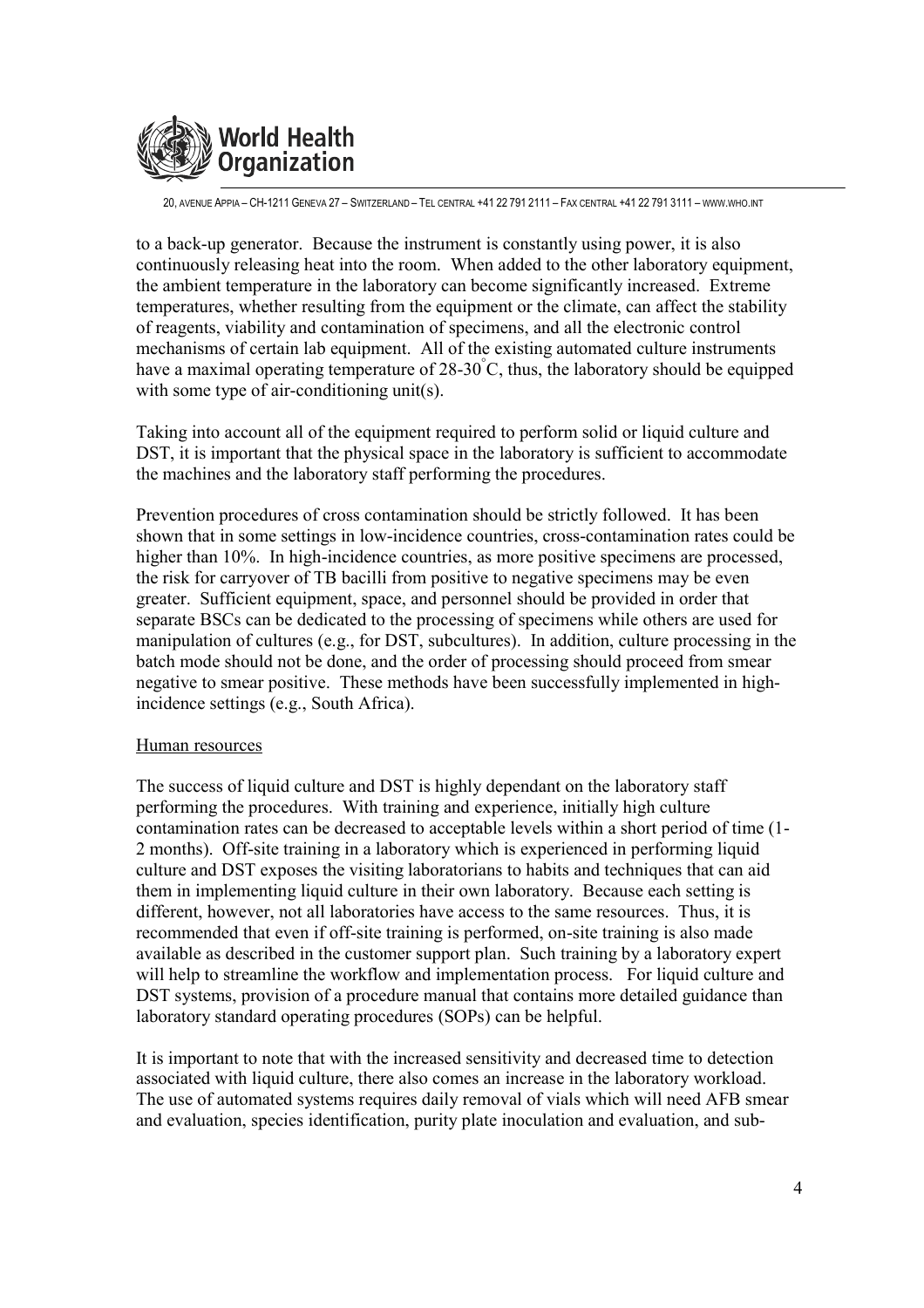to a back-up generator. Because the instrument is constantly using power, it is also continuously releasing heat into the room. When added to the other laboratory equipment, the ambient temperature in the laboratory can become significantly increased. Extreme temperatures, whether resulting from the equipment or the climate, can affect the stability of reagents, viability and contamination of specimens, and all the electronic control mechanisms of certain lab equipment. All of the existing automated culture instruments have a maximal operating temperature of 28-30°C, thus, the laboratory should be equipped with some type of air-conditioning unit(s).

Taking into account all of the equipment required to perform solid or liquid culture and DST, it is important that the physical space in the laboratory is sufficient to accommodate the machines and the laboratory staff performing the procedures.

Prevention procedures of cross contamination should be strictly followed. It has been shown that in some settings in low-incidence countries, cross-contamination rates could be higher than 10%. In high-incidence countries, as more positive specimens are processed, the risk for carryover of TB bacilli from positive to negative specimens may be even greater. Sufficient equipment, space, and personnel should be provided in order that separate BSCs can be dedicated to the processing of specimens while others are used for manipulation of cultures (e.g., for DST, subcultures). In addition, culture processing in the batch mode should not be done, and the order of processing should proceed from smear negative to smear positive. These methods have been successfully implemented in high-incidence settings (e.g., South Africa).

Human resources

The success of liquid culture and DST is highly dependant on the laboratory staff performing the procedures. With training and experience, initially high culture contamination rates can be decreased to acceptable levels within a short period of time (1-2 months). Off-site training in a laboratory which is experienced in performing liquid culture and DST exposes the visiting laboratorians to habits and techniques that can aid them in implementing liquid culture in their own laboratory. Because each setting is different, however, not all laboratories have access to the same resources. Thus, it is recommended that even if off-site training is performed, on-site training is also made available as described in the customer support plan. Such training by a laboratory expert will help to streamline the workflow and implementation process. For liquid culture and DST systems, provision of a procedure manual that contains more detailed guidance than laboratory standard operating procedures (SOPs) can be helpful.

It is important to note that with the increased sensitivity and decreased time to detection associated with liquid culture, there also comes an increase in the laboratory workload. The use of automated systems requires daily removal of vials which will need AFB smear and evaluation, species identification, purity plate inoculation and evaluation, and sub-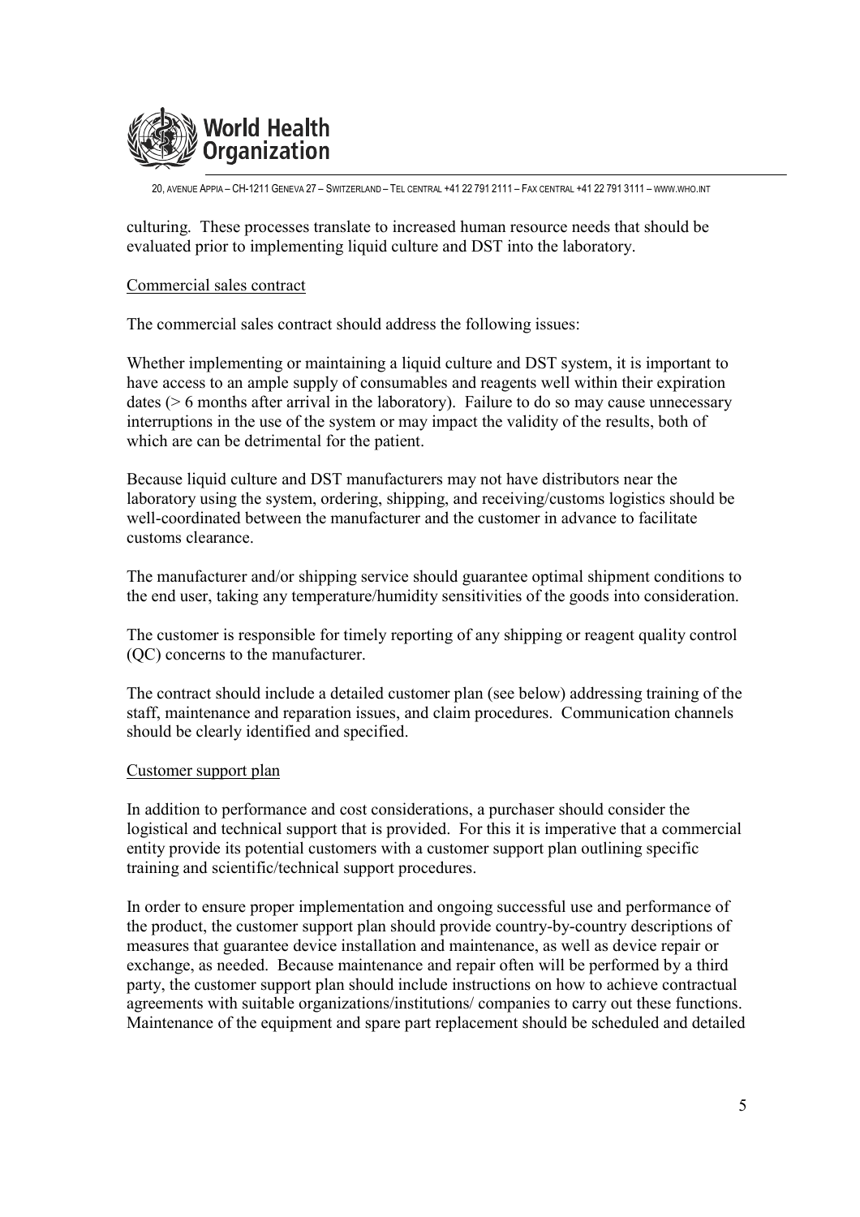culturing. These processes translate to increased human resource needs that should be evaluated prior to implementing liquid culture and DST into the laboratory.

Commercial sales contract

The commercial sales contract should address the following issues:

Whether implementing or maintaining a liquid culture and DST system, it is important to have access to an ample supply of consumables and reagents well within their expiration dates (> 6 months after arrival in the laboratory). Failure to do so may cause unnecessary interruptions in the use of the system or may impact the validity of the results, both of which are can be detrimental for the patient.

Because liquid culture and DST manufacturers may not have distributors near the laboratory using the system, ordering, shipping, and receiving/customs logistics should be well-coordinated between the manufacturer and the customer in advance to facilitate customs clearance.

The manufacturer and/or shipping service should guarantee optimal shipment conditions to the end user, taking any temperature/humidity sensitivities of the goods into consideration.

The customer is responsible for timely reporting of any shipping or reagent quality control (QC) concerns to the manufacturer.

The contract should include a detailed customer plan (see below) addressing training of the staff, maintenance and reparation issues, and claim procedures. Communication channels should be clearly identified and specified.

Customer support plan

In addition to performance and cost considerations, a purchaser should consider the logistical and technical support that is provided. For this it is imperative that a commercial entity provide its potential customers with a customer support plan outlining specific training and scientific/technical support procedures.

In order to ensure proper implementation and ongoing successful use and performance of the product, the customer support plan should provide country-by-country descriptions of measures that guarantee device installation and maintenance, as well as device repair or exchange, as needed. Because maintenance and repair often will be performed by a third party, the customer support plan should include instructions on how to achieve contractual agreements with suitable organizations/institutions/ companies to carry out these functions. Maintenance of the equipment and spare part replacement should be scheduled and detailed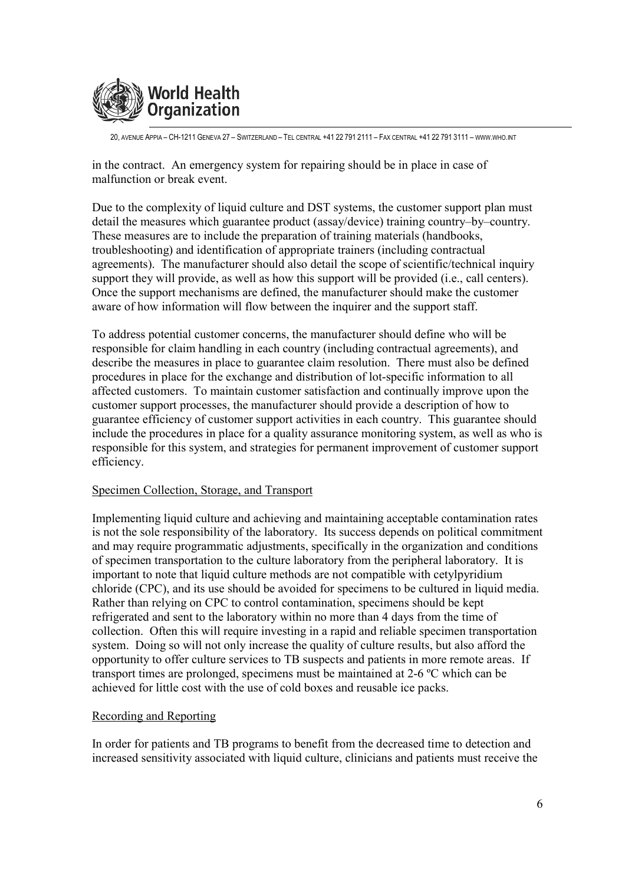in the contract. An emergency system for repairing should be in place in case of malfunction or break event.

Due to the complexity of liquid culture and DST systems, the customer support plan must detail the measures which guarantee product (assay/device) training country–by–country. These measures are to include the preparation of training materials (handbooks, troubleshooting) and identification of appropriate trainers (including contractual agreements). The manufacturer should also detail the scope of scientific/technical inquiry support they will provide, as well as how this support will be provided (i.e., call centers). Once the support mechanisms are defined, the manufacturer should make the customer aware of how information will flow between the inquirer and the support staff.

To address potential customer concerns, the manufacturer should define who will be responsible for claim handling in each country (including contractual agreements), and describe the measures in place to guarantee claim resolution. There must also be defined procedures in place for the exchange and distribution of lot-specific information to all affected customers. To maintain customer satisfaction and continually improve upon the customer support processes, the manufacturer should provide a description of how to guarantee efficiency of customer support activities in each country. This guarantee should include the procedures in place for a quality assurance monitoring system, as well as who is responsible for this system, and strategies for permanent improvement of customer support efficiency.

## Specimen Collection, Storage, and Transport

Implementing liquid culture and achieving and maintaining acceptable contamination rates is not the sole responsibility of the laboratory. Its success depends on political commitment and may require programmatic adjustments, specifically in the organization and conditions of specimen transportation to the culture laboratory from the peripheral laboratory. It is important to note that liquid culture methods are not compatible with cetylpyridium chloride (CPC), and its use should be avoided for specimens to be cultured in liquid media. Rather than relying on CPC to control contamination, specimens should be kept refrigerated and sent to the laboratory within no more than 4 days from the time of collection. Often this will require investing in a rapid and reliable specimen transportation system. Doing so will not only increase the quality of culture results, but also afford the opportunity to offer culture services to TB suspects and patients in more remote areas. If transport times are prolonged, specimens must be maintained at 2-6 ºC which can be achieved for little cost with the use of cold boxes and reusable ice packs.

## Recording and Reporting

In order for patients and TB programs to benefit from the decreased time to detection and increased sensitivity associated with liquid culture, clinicians and patients must receive the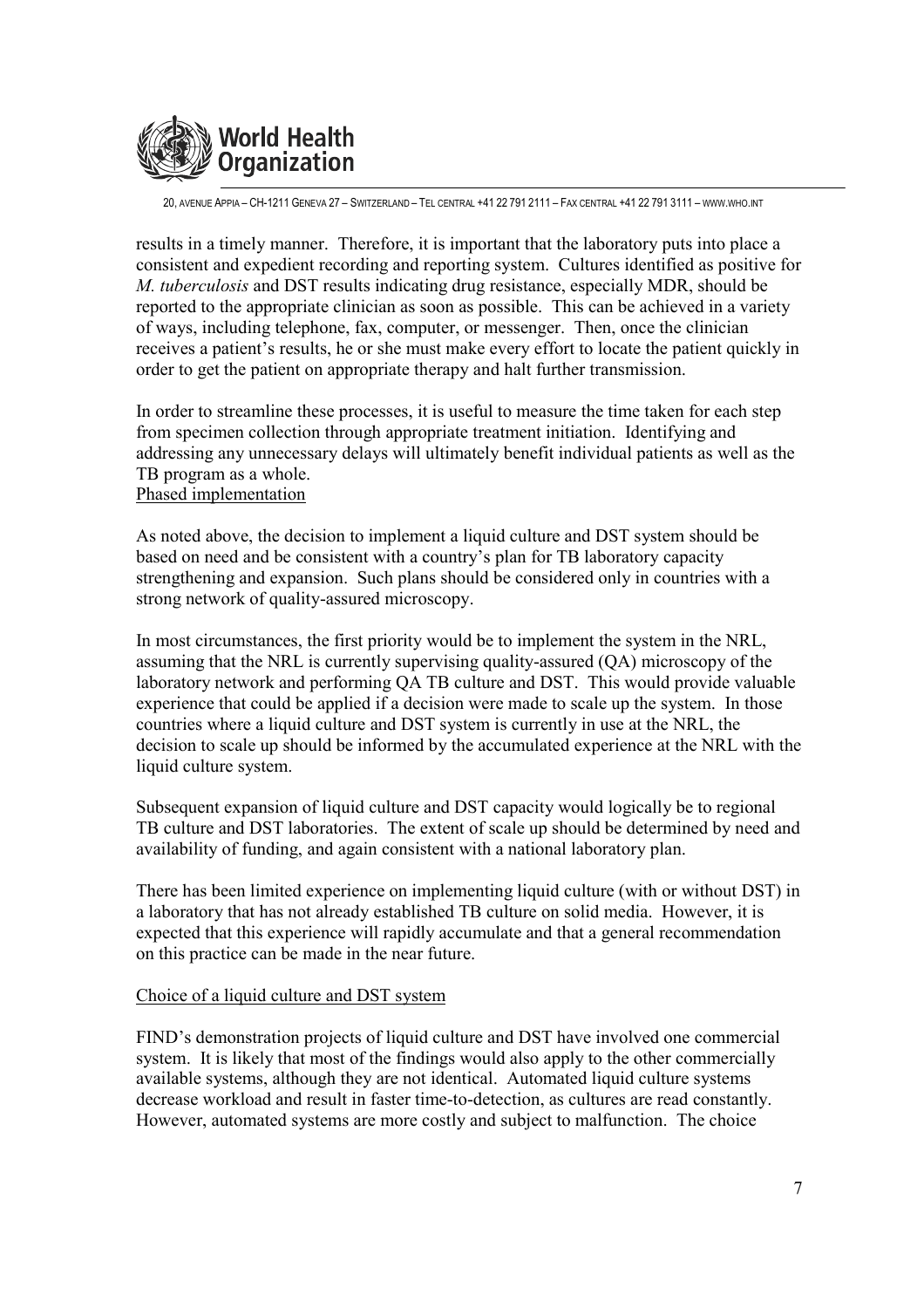results in a timely manner. Therefore, it is important that the laboratory puts into place a consistent and expedient recording and reporting system. Cultures identified as positive for *M. tuberculosis* and DST results indicating drug resistance, especially MDR, should be reported to the appropriate clinician as soon as possible. This can be achieved in a variety of ways, including telephone, fax, computer, or messenger. Then, once the clinician receives a patient's results, he or she must make every effort to locate the patient quickly in order to get the patient on appropriate therapy and halt further transmission.

In order to streamline these processes, it is useful to measure the time taken for each step from specimen collection through appropriate treatment initiation. Identifying and addressing any unnecessary delays will ultimately benefit individual patients as well as the TB program as a whole.

## Phased implementation

As noted above, the decision to implement a liquid culture and DST system should be based on need and be consistent with a country's plan for TB laboratory capacity strengthening and expansion. Such plans should be considered only in countries with a strong network of quality-assured microscopy.

In most circumstances, the first priority would be to implement the system in the NRL, assuming that the NRL is currently supervising quality-assured (QA) microscopy of the laboratory network and performing QA TB culture and DST. This would provide valuable experience that could be applied if a decision were made to scale up the system. In those countries where a liquid culture and DST system is currently in use at the NRL, the decision to scale up should be informed by the accumulated experience at the NRL with the liquid culture system.

Subsequent expansion of liquid culture and DST capacity would logically be to regional TB culture and DST laboratories. The extent of scale up should be determined by need and availability of funding, and again consistent with a national laboratory plan.

There has been limited experience on implementing liquid culture (with or without DST) in a laboratory that has not already established TB culture on solid media. However, it is expected that this experience will rapidly accumulate and that a general recommendation on this practice can be made in the near future.

## Choice of a liquid culture and DST system

FIND's demonstration projects of liquid culture and DST have involved one commercial system. It is likely that most of the findings would also apply to the other commercially available systems, although they are not identical. Automated liquid culture systems decrease workload and result in faster time-to-detection, as cultures are read constantly. However, automated systems are more costly and subject to malfunction. The choice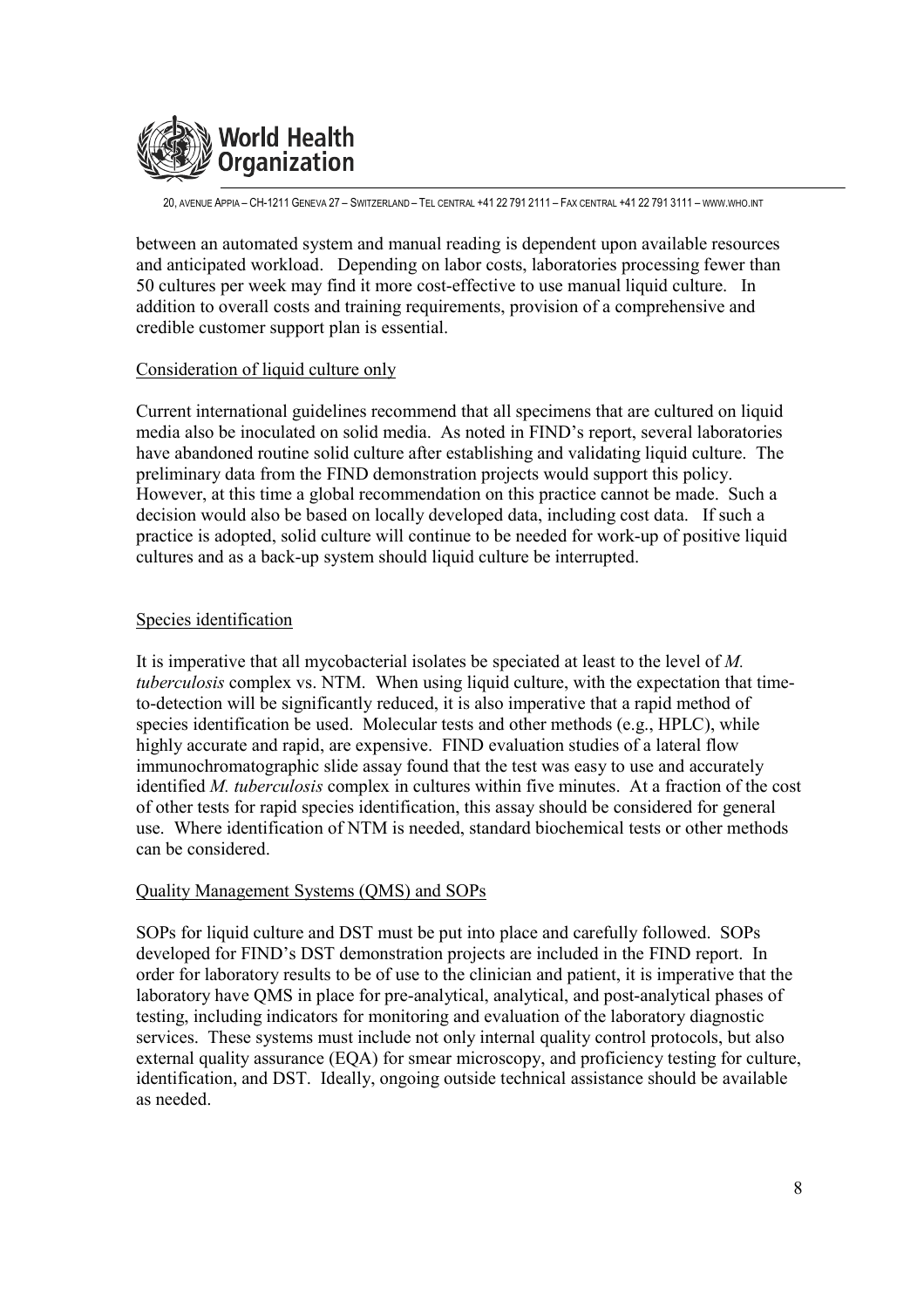between an automated system and manual reading is dependent upon available resources and anticipated workload. Depending on labor costs, laboratories processing fewer than 50 cultures per week may find it more cost-effective to use manual liquid culture. In addition to overall costs and training requirements, provision of a comprehensive and credible customer support plan is essential.

## Consideration of liquid culture only

Current international guidelines recommend that all specimens that are cultured on liquid media also be inoculated on solid media. As noted in FIND's report, several laboratories have abandoned routine solid culture after establishing and validating liquid culture. The preliminary data from the FIND demonstration projects would support this policy. However, at this time a global recommendation on this practice cannot be made. Such a decision would also be based on locally developed data, including cost data. If such a practice is adopted, solid culture will continue to be needed for work-up of positive liquid cultures and as a back-up system should liquid culture be interrupted.

## Species identification

It is imperative that all mycobacterial isolates be speciated at least to the level of *M. tuberculosis* complex vs. NTM. When using liquid culture, with the expectation that time-to-detection will be significantly reduced, it is also imperative that a rapid method of species identification be used. Molecular tests and other methods (e.g., HPLC), while highly accurate and rapid, are expensive. FIND evaluation studies of a lateral flow immunochromatographic slide assay found that the test was easy to use and accurately identified *M. tuberculosis* complex in cultures within five minutes. At a fraction of the cost of other tests for rapid species identification, this assay should be considered for general use. Where identification of NTM is needed, standard biochemical tests or other methods can be considered.

## Quality Management Systems (QMS) and SOPs

SOPs for liquid culture and DST must be put into place and carefully followed. SOPs developed for FIND's DST demonstration projects are included in the FIND report. In order for laboratory results to be of use to the clinician and patient, it is imperative that the laboratory have QMS in place for pre-analytical, analytical, and post-analytical phases of testing, including indicators for monitoring and evaluation of the laboratory diagnostic services. These systems must include not only internal quality control protocols, but also external quality assurance (EQA) for smear microscopy, and proficiency testing for culture, identification, and DST. Ideally, ongoing outside technical assistance should be available as needed.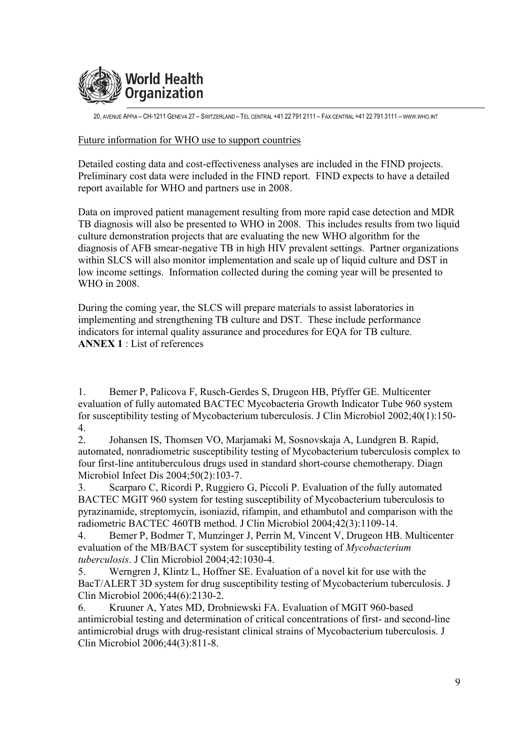Future information for WHO use to support countries

Detailed costing data and cost-effectiveness analyses are included in the FIND projects. Preliminary cost data were included in the FIND report. FIND expects to have a detailed report available for WHO and partners use in 2008.

Data on improved patient management resulting from more rapid case detection and MDR TB diagnosis will also be presented to WHO in 2008. This includes results from two liquid culture demonstration projects that are evaluating the new WHO algorithm for the diagnosis of AFB smear-negative TB in high HIV prevalent settings. Partner organizations within SLCS will also monitor implementation and scale up of liquid culture and DST in low income settings. Information collected during the coming year will be presented to WHO in 2008.

During the coming year, the SLCS will prepare materials to assist laboratories in implementing and strengthening TB culture and DST. These include performance indicators for internal quality assurance and procedures for EQA for TB culture.

**ANNEX 1** : List of references

1. Bemer P, Palicova F, Rusch-Gerdes S, Drugeon HB, Pfyffer GE. Multicenter evaluation of fully automated BACTEC Mycobacteria Growth Indicator Tube 960 system for susceptibility testing of Mycobacterium tuberculosis. J Clin Microbiol 2002;40(1):150-4.
2. Johansen IS, Thomsen VO, Marjamaki M, Sosnovskaja A, Lundgren B. Rapid, automated, nonradiometric susceptibility testing of Mycobacterium tuberculosis complex to four first-line antituberculous drugs used in standard short-course chemotherapy. Diagn Microbiol Infect Dis 2004;50(2):103-7.
3. Scarparo C, Ricordi P, Ruggiero G, Piccoli P. Evaluation of the fully automated BACTEC MGIT 960 system for testing susceptibility of Mycobacterium tuberculosis to pyrazinamide, streptomycin, isoniazid, rifampin, and ethambutol and comparison with the radiometric BACTEC 460TB method. J Clin Microbiol 2004;42(3):1109-14.
4. Bemer P, Bodmer T, Munzinger J, Perrin M, Vincent V, Drugeon HB. Multicenter evaluation of the MB/BACT system for susceptibility testing of *Mycobacterium tuberculosis*. J Clin Microbiol 2004;42:1030-4.
5. Werngren J, Klintz L, Hoffner SE. Evaluation of a novel kit for use with the BacT/ALERT 3D system for drug susceptibility testing of Mycobacterium tuberculosis. J Clin Microbiol 2006;44(6):2130-2.
6. Kruuner A, Yates MD, Drobniewski FA. Evaluation of MGIT 960-based antimicrobial testing and determination of critical concentrations of first- and second-line antimicrobial drugs with drug-resistant clinical strains of Mycobacterium tuberculosis. J Clin Microbiol 2006;44(3):811-8.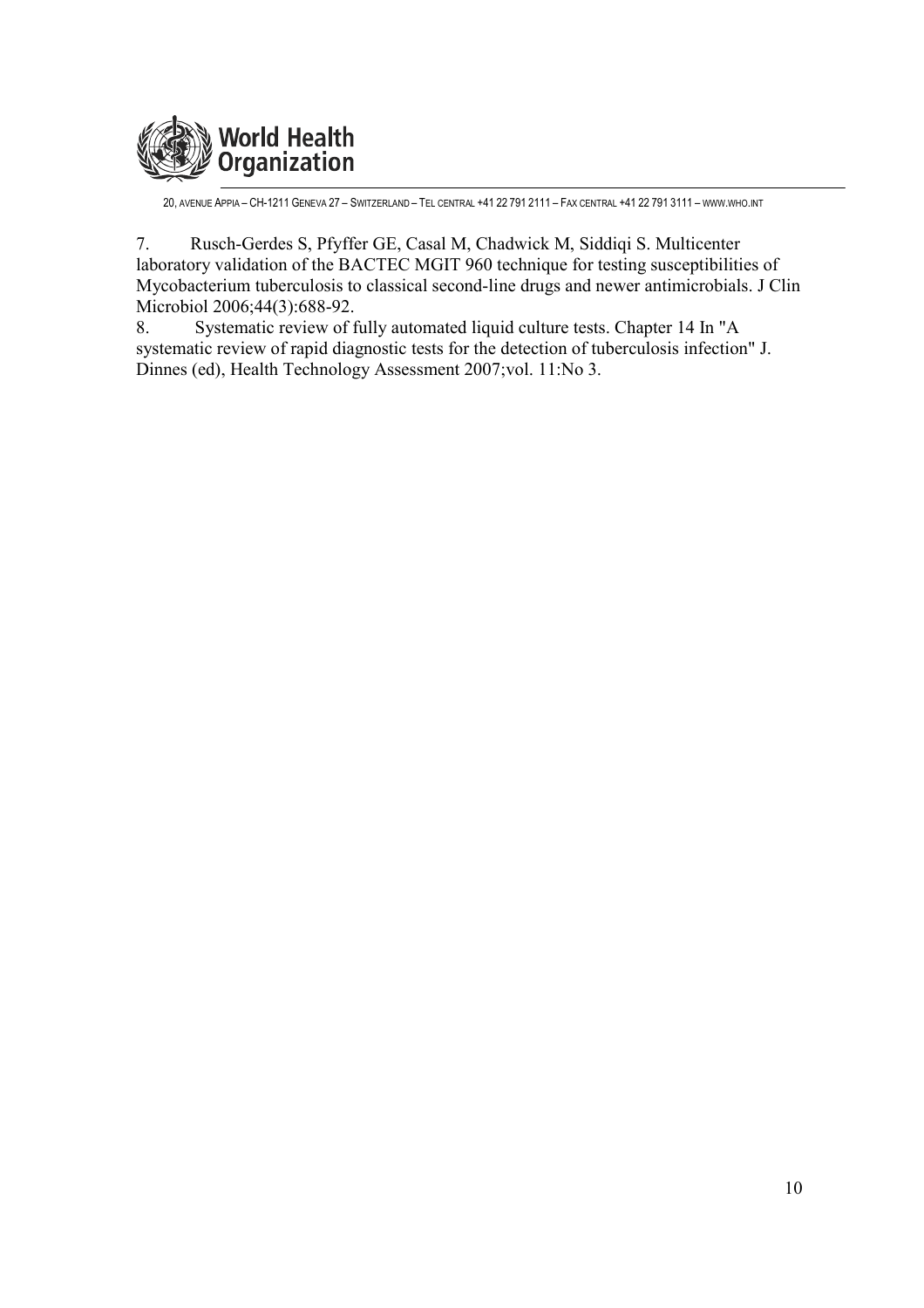7. Rusch-Gerdes S, Pfyffer GE, Casal M, Chadwick M, Siddiqi S. Multicenter laboratory validation of the BACTEC MGIT 960 technique for testing susceptibilities of Mycobacterium tuberculosis to classical second-line drugs and newer antimicrobials. J Clin Microbiol 2006;44(3):688-92.
8. Systematic review of fully automated liquid culture tests. Chapter 14 In "A systematic review of rapid diagnostic tests for the detection of tuberculosis infection" J. Dinnes (ed), Health Technology Assessment 2007;vol. 11:No 3.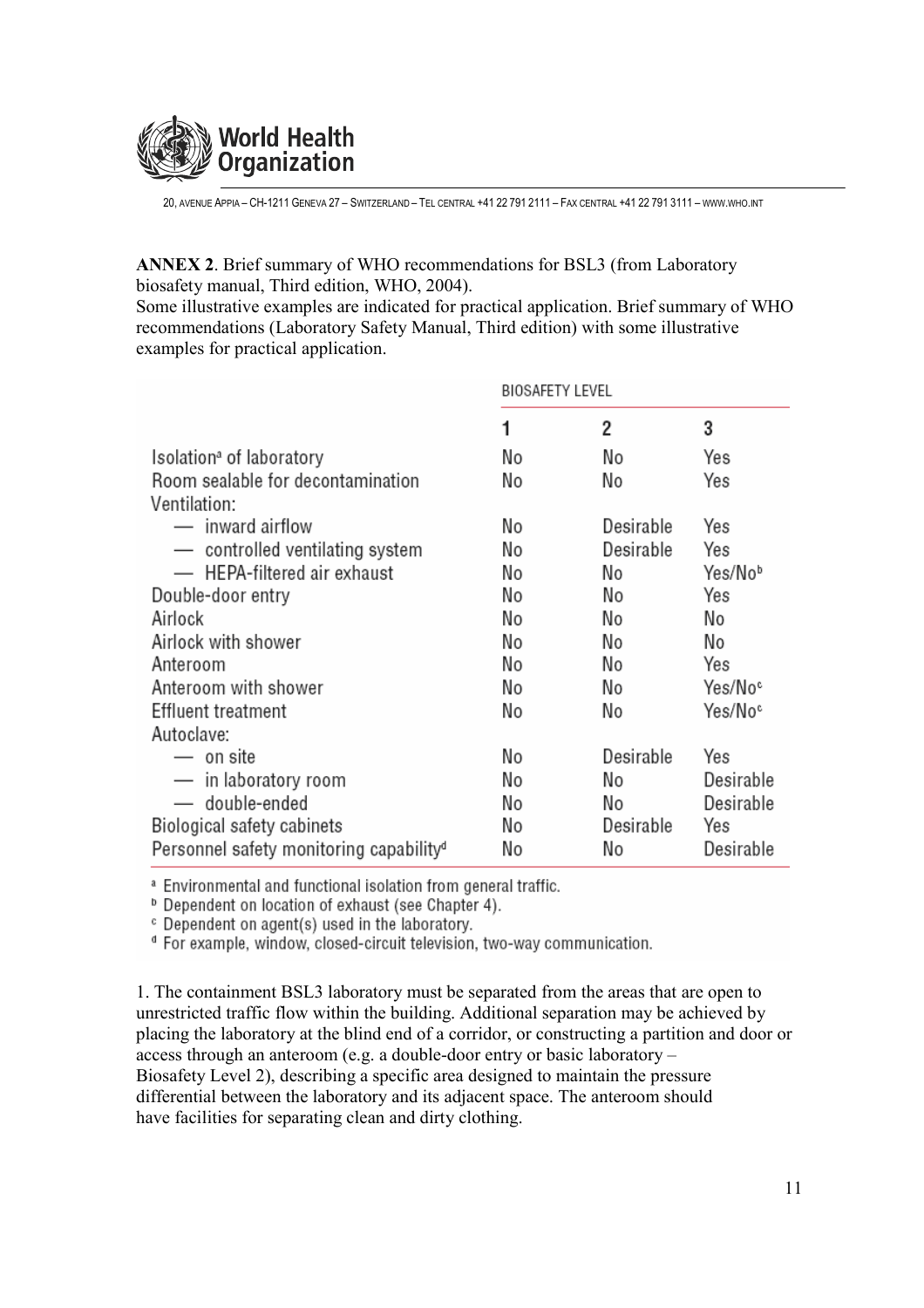**ANNEX 2**. Brief summary of WHO recommendations for BSL3 (from Laboratory biosafety manual, Third edition, WHO, 2004).
Some illustrative examples are indicated for practical application. Brief summary of WHO recommendations (Laboratory Safety Manual, Third edition) with some illustrative examples for practical application.

| | BIOSAFETY LEVEL | | |
|---|---|---|---|
| | 1 | 2 | 3 |
| Isolation[a] of laboratory | No | No | Yes |
| Room sealable for decontamination | No | No | Yes |
| Ventilation: | | | |
| — inward airflow | No | Desirable | Yes |
| — controlled ventilating system | No | Desirable | Yes |
| — HEPA-filtered air exhaust | No | No | Yes/No[b] |
| Double-door entry | No | No | Yes |
| Airlock | No | No | No |
| Airlock with shower | No | No | No |
| Anteroom | No | No | Yes |
| Anteroom with shower | No | No | Yes/No[c] |
| Effluent treatment | No | No | Yes/No[c] |
| Autoclave: | | | |
| — on site | No | Desirable | Yes |
| — in laboratory room | No | No | Desirable |
| — double-ended | No | No | Desirable |
| Biological safety cabinets | No | Desirable | Yes |
| Personnel safety monitoring capability[d] | No | No | Desirable |

[a] Environmental and functional isolation from general traffic.
[b] Dependent on location of exhaust (see Chapter 4).
[c] Dependent on agent(s) used in the laboratory.
[d] For example, window, closed-circuit television, two-way communication.

1. The containment BSL3 laboratory must be separated from the areas that are open to unrestricted traffic flow within the building. Additional separation may be achieved by placing the laboratory at the blind end of a corridor, or constructing a partition and door or access through an anteroom (e.g. a double-door entry or basic laboratory – Biosafety Level 2), describing a specific area designed to maintain the pressure differential between the laboratory and its adjacent space. The anteroom should have facilities for separating clean and dirty clothing.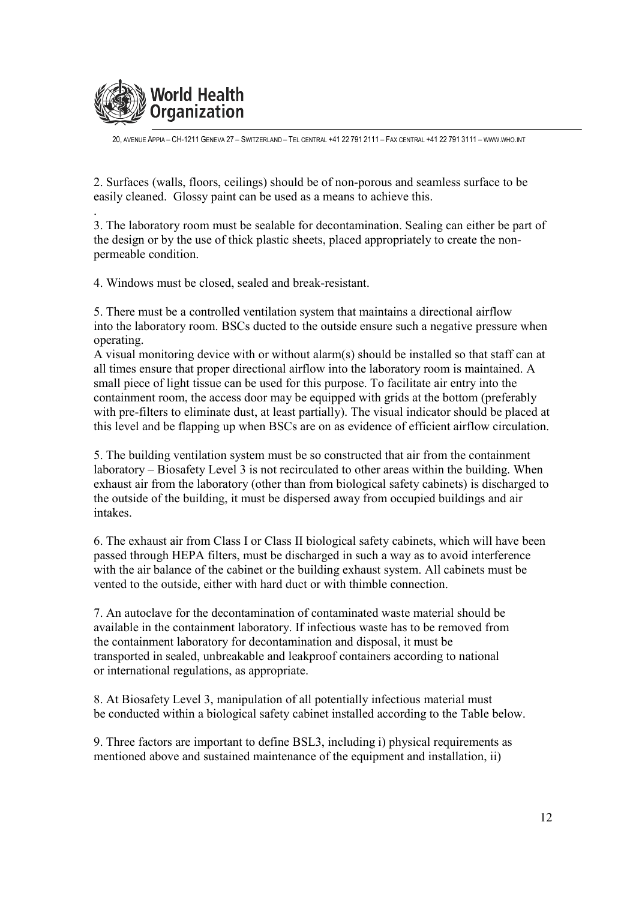2. Surfaces (walls, floors, ceilings) should be of non-porous and seamless surface to be easily cleaned. Glossy paint can be used as a means to achieve this.

.

3. The laboratory room must be sealable for decontamination. Sealing can either be part of the design or by the use of thick plastic sheets, placed appropriately to create the non-permeable condition.

4. Windows must be closed, sealed and break-resistant.

5. There must be a controlled ventilation system that maintains a directional airflow into the laboratory room. BSCs ducted to the outside ensure such a negative pressure when operating.

A visual monitoring device with or without alarm(s) should be installed so that staff can at all times ensure that proper directional airflow into the laboratory room is maintained. A small piece of light tissue can be used for this purpose. To facilitate air entry into the containment room, the access door may be equipped with grids at the bottom (preferably with pre-filters to eliminate dust, at least partially). The visual indicator should be placed at this level and be flapping up when BSCs are on as evidence of efficient airflow circulation.

5. The building ventilation system must be so constructed that air from the containment laboratory – Biosafety Level 3 is not recirculated to other areas within the building. When exhaust air from the laboratory (other than from biological safety cabinets) is discharged to the outside of the building, it must be dispersed away from occupied buildings and air intakes.

6. The exhaust air from Class I or Class II biological safety cabinets, which will have been passed through HEPA filters, must be discharged in such a way as to avoid interference with the air balance of the cabinet or the building exhaust system. All cabinets must be vented to the outside, either with hard duct or with thimble connection.

7. An autoclave for the decontamination of contaminated waste material should be available in the containment laboratory. If infectious waste has to be removed from the containment laboratory for decontamination and disposal, it must be transported in sealed, unbreakable and leakproof containers according to national or international regulations, as appropriate.

8. At Biosafety Level 3, manipulation of all potentially infectious material must be conducted within a biological safety cabinet installed according to the Table below.

9. Three factors are important to define BSL3, including i) physical requirements as mentioned above and sustained maintenance of the equipment and installation, ii)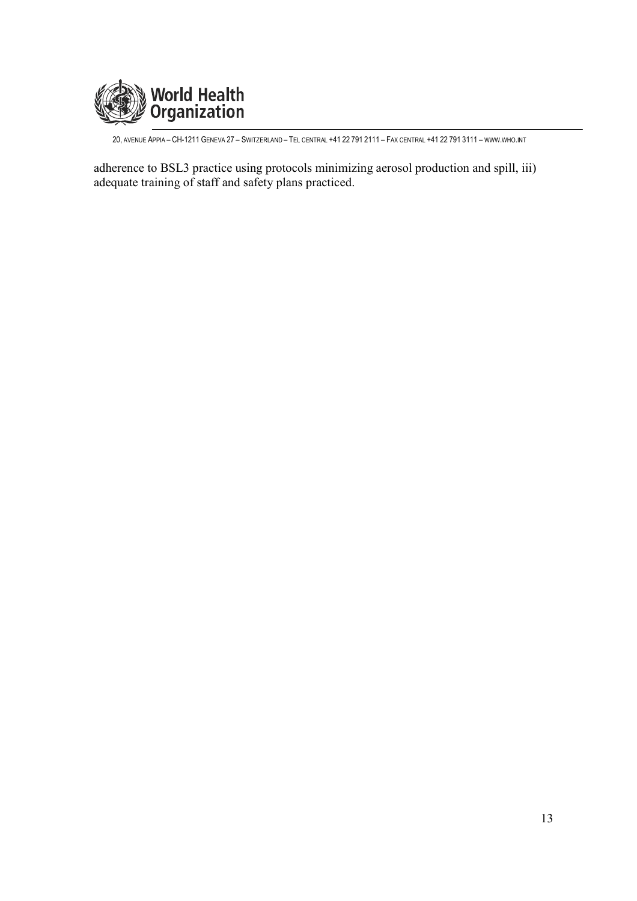adherence to BSL3 practice using protocols minimizing aerosol production and spill, iii) adequate training of staff and safety plans practiced.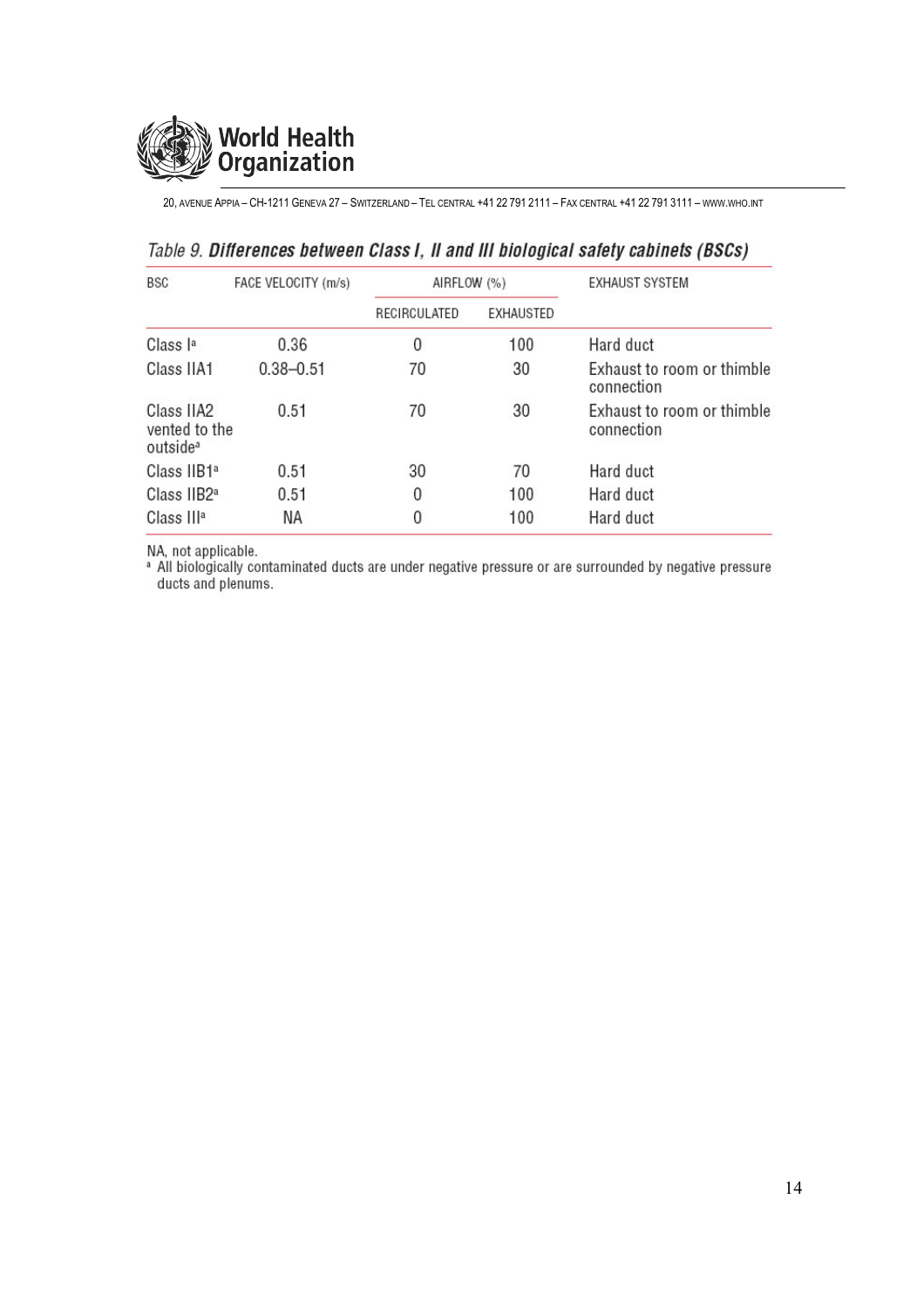## Table 9. **Differences between Class I, II and III biological safety cabinets (BSCs)**

| BSC | FACE VELOCITY (m/s) | AIRFLOW (%) | | EXHAUST SYSTEM |
|---|---|---|---|---|
| | | RECIRCULATED | EXHAUSTED | |
| Class I[a] | 0.36 | 0 | 100 | Hard duct |
| Class IIA1 | 0.38–0.51 | 70 | 30 | Exhaust to room or thimble connection |
| Class IIA2 vented to the outside[a] | 0.51 | 70 | 30 | Exhaust to room or thimble connection |
| Class IIB1[a] | 0.51 | 30 | 70 | Hard duct |
| Class IIB2[a] | 0.51 | 0 | 100 | Hard duct |
| Class III[a] | NA | 0 | 100 | Hard duct |

NA, not applicable.

[a] All biologically contaminated ducts are under negative pressure or are surrounded by negative pressure ducts and plenums.